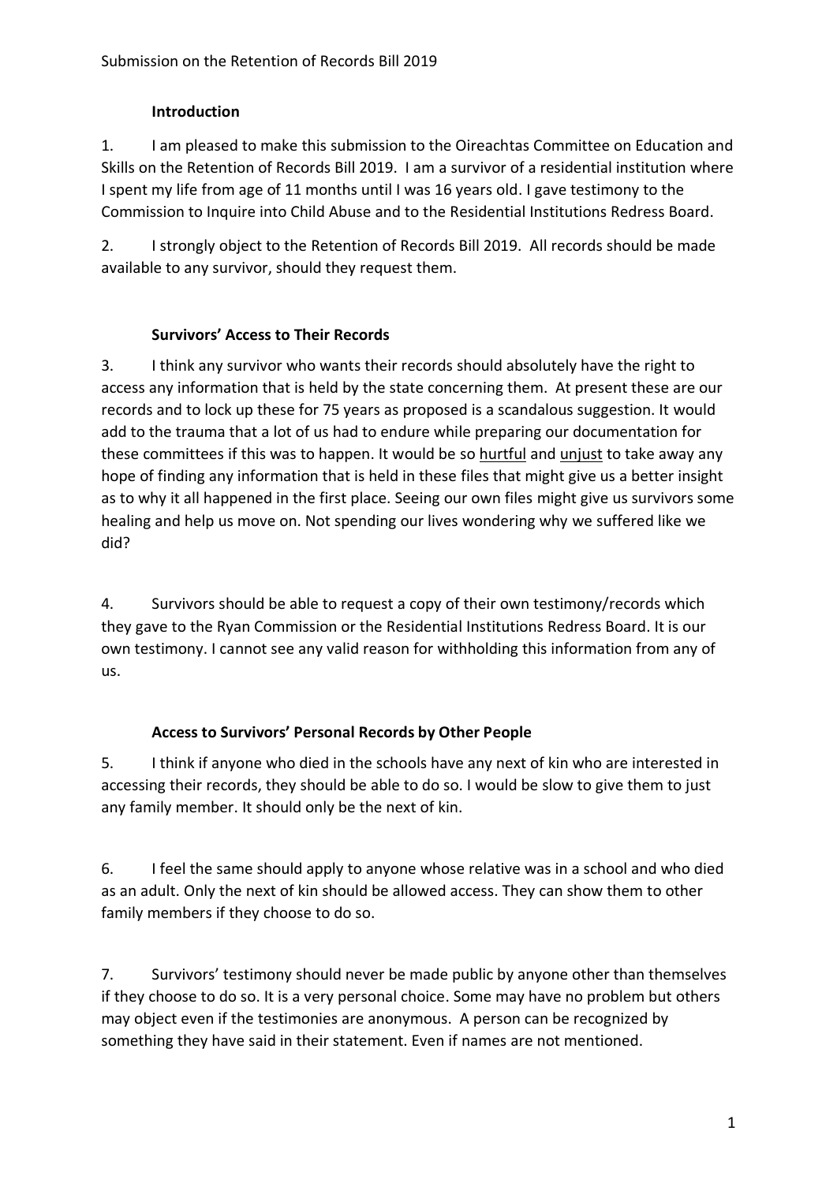Submission on the Retention of Records Bill 2019

## Introduction

1. I am pleased to make this submission to the Oireachtas Committee on Education and Skills on the Retention of Records Bill 2019. I am a survivor of a residential institution where I spent my life from age of 11 months until I was 16 years old. I gave testimony to the Commission to Inquire into Child Abuse and to the Residential Institutions Redress Board.

2. I strongly object to the Retention of Records Bill 2019. All records should be made available to any survivor, should they request them.

## Survivors' Access to Their Records

3. I think any survivor who wants their records should absolutely have the right to access any information that is held by the state concerning them. At present these are our records and to lock up these for 75 years as proposed is a scandalous suggestion. It would add to the trauma that a lot of us had to endure while preparing our documentation for these committees if this was to happen. It would be so <u>hurtful</u> and <u>unjust</u> to take away any hope of finding any information that is held in these files that might give us a better insight as to why it all happened in the first place. Seeing our own files might give us survivors some healing and help us move on. Not spending our lives wondering why we suffered like we did?

4. Survivors should be able to request a copy of their own testimony/records which they gave to the Ryan Commission or the Residential Institutions Redress Board. It is our own testimony. I cannot see any valid reason for withholding this information from any of us.

## Access to Survivors' Personal Records by Other People

5. I think if anyone who died in the schools have any next of kin who are interested in accessing their records, they should be able to do so. I would be slow to give them to just any family member. It should only be the next of kin.

6. I feel the same should apply to anyone whose relative was in a school and who died as an adult. Only the next of kin should be allowed access. They can show them to other family members if they choose to do so.

7. Survivors' testimony should never be made public by anyone other than themselves if they choose to do so. It is a very personal choice. Some may have no problem but others may object even if the testimonies are anonymous. A person can be recognized by something they have said in their statement. Even if names are not mentioned.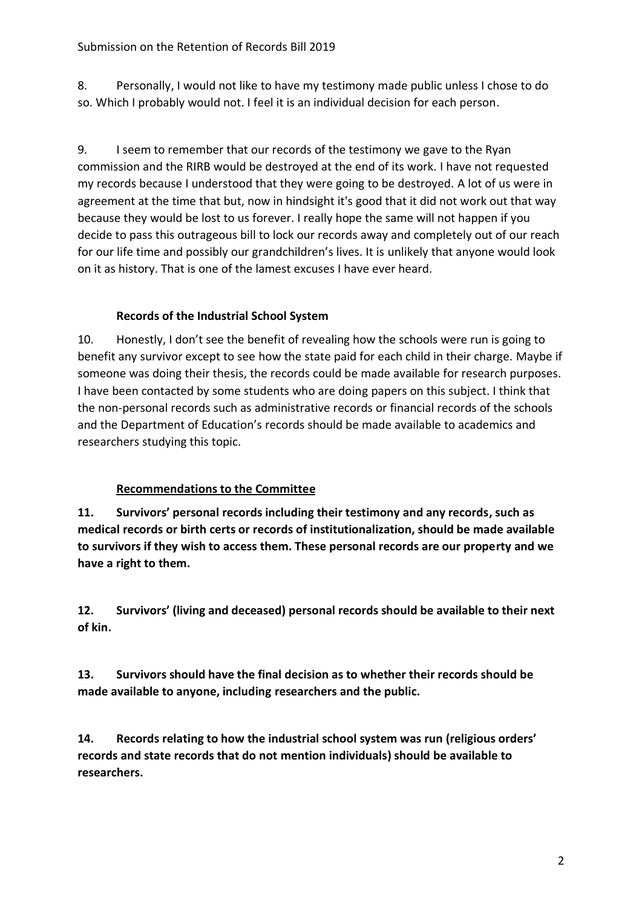8. Personally, I would not like to have my testimony made public unless I chose to do so. Which I probably would not. I feel it is an individual decision for each person.

9. I seem to remember that our records of the testimony we gave to the Ryan commission and the RIRB would be destroyed at the end of its work. I have not requested my records because I understood that they were going to be destroyed. A lot of us were in agreement at the time that but, now in hindsight it's good that it did not work out that way because they would be lost to us forever. I really hope the same will not happen if you decide to pass this outrageous bill to lock our records away and completely out of our reach for our life time and possibly our grandchildren's lives. It is unlikely that anyone would look on it as history. That is one of the lamest excuses I have ever heard.

### Records of the Industrial School System

10. Honestly, I don't see the benefit of revealing how the schools were run is going to benefit any survivor except to see how the state paid for each child in their charge. Maybe if someone was doing their thesis, the records could be made available for research purposes. I have been contacted by some students who are doing papers on this subject. I think that the non-personal records such as administrative records or financial records of the schools and the Department of Education's records should be made available to academics and researchers studying this topic.

### Recommendations to the Committee

**11. Survivors' personal records including their testimony and any records, such as medical records or birth certs or records of institutionalization, should be made available to survivors if they wish to access them. These personal records are our property and we have a right to them.**

**12. Survivors' (living and deceased) personal records should be available to their next of kin.**

**13. Survivors should have the final decision as to whether their records should be made available to anyone, including researchers and the public.**

**14. Records relating to how the industrial school system was run (religious orders' records and state records that do not mention individuals) should be available to researchers.**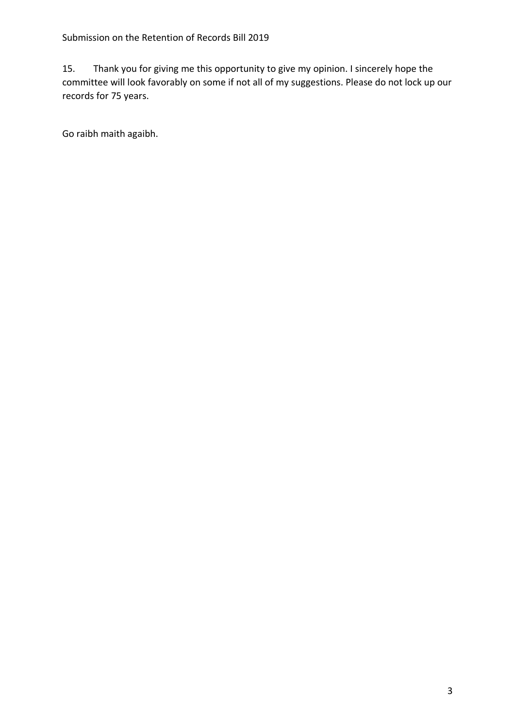15. Thank you for giving me this opportunity to give my opinion. I sincerely hope the committee will look favorably on some if not all of my suggestions. Please do not lock up our records for 75 years.

Go raibh maith agaibh.